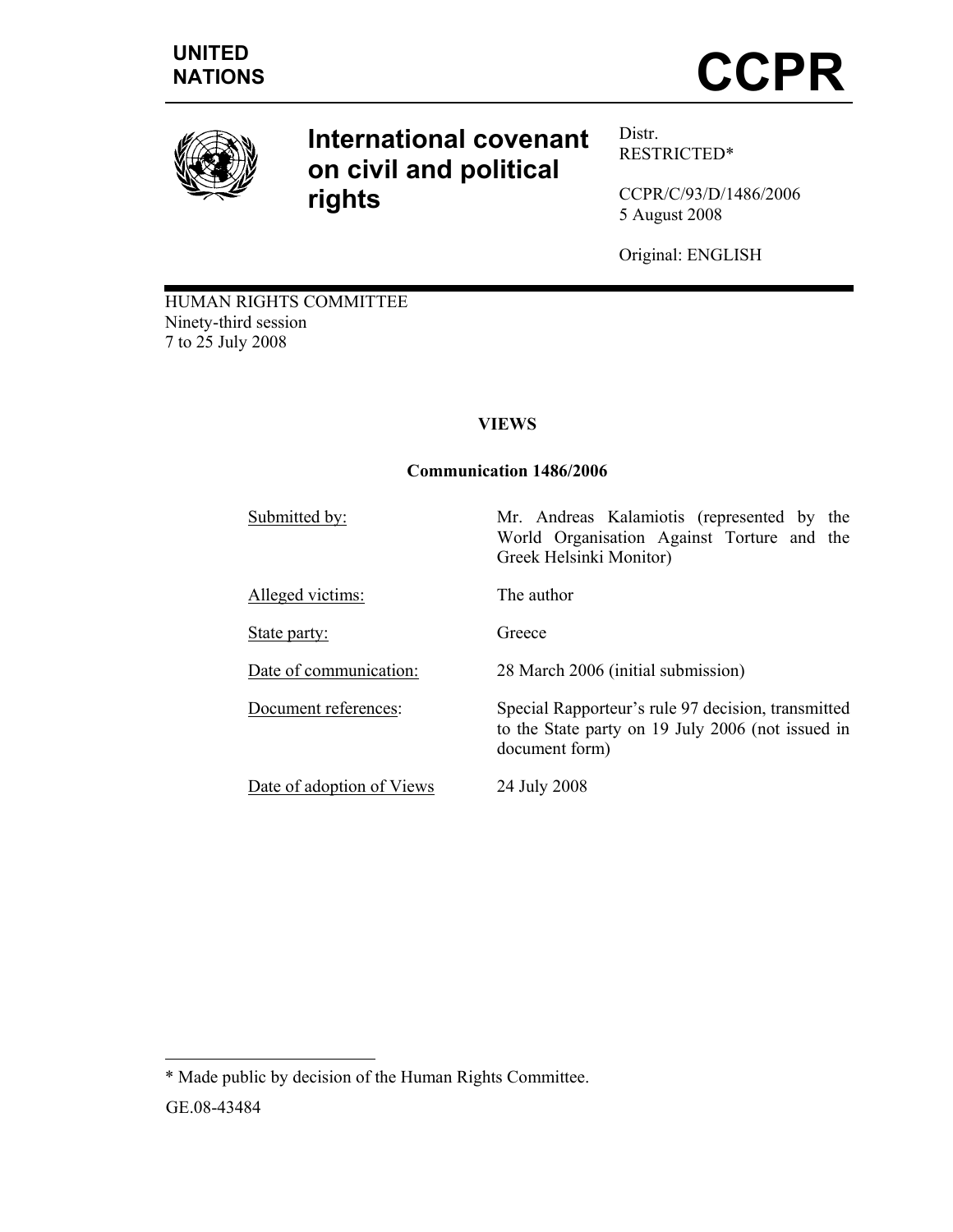UNITED NATIONS

# CCPR

# International covenant on civil and political rights

Distr.
RESTRICTED*

CCPR/C/93/D/1486/2006
5 August 2008

Original: ENGLISH

HUMAN RIGHTS COMMITTEE
Ninety-third session
7 to 25 July 2008

## VIEWS

### Communication 1486/2006

| | |
|---|---|
| Submitted by: | Mr. Andreas Kalamiotis (represented by the World Organisation Against Torture and the Greek Helsinki Monitor) |
| Alleged victims: | The author |
| State party: | Greece |
| Date of communication: | 28 March 2006 (initial submission) |
| Document references: | Special Rapporteur's rule 97 decision, transmitted to the State party on 19 July 2006 (not issued in document form) |
| Date of adoption of Views | 24 July 2008 |

* Made public by decision of the Human Rights Committee.

GE.08-43484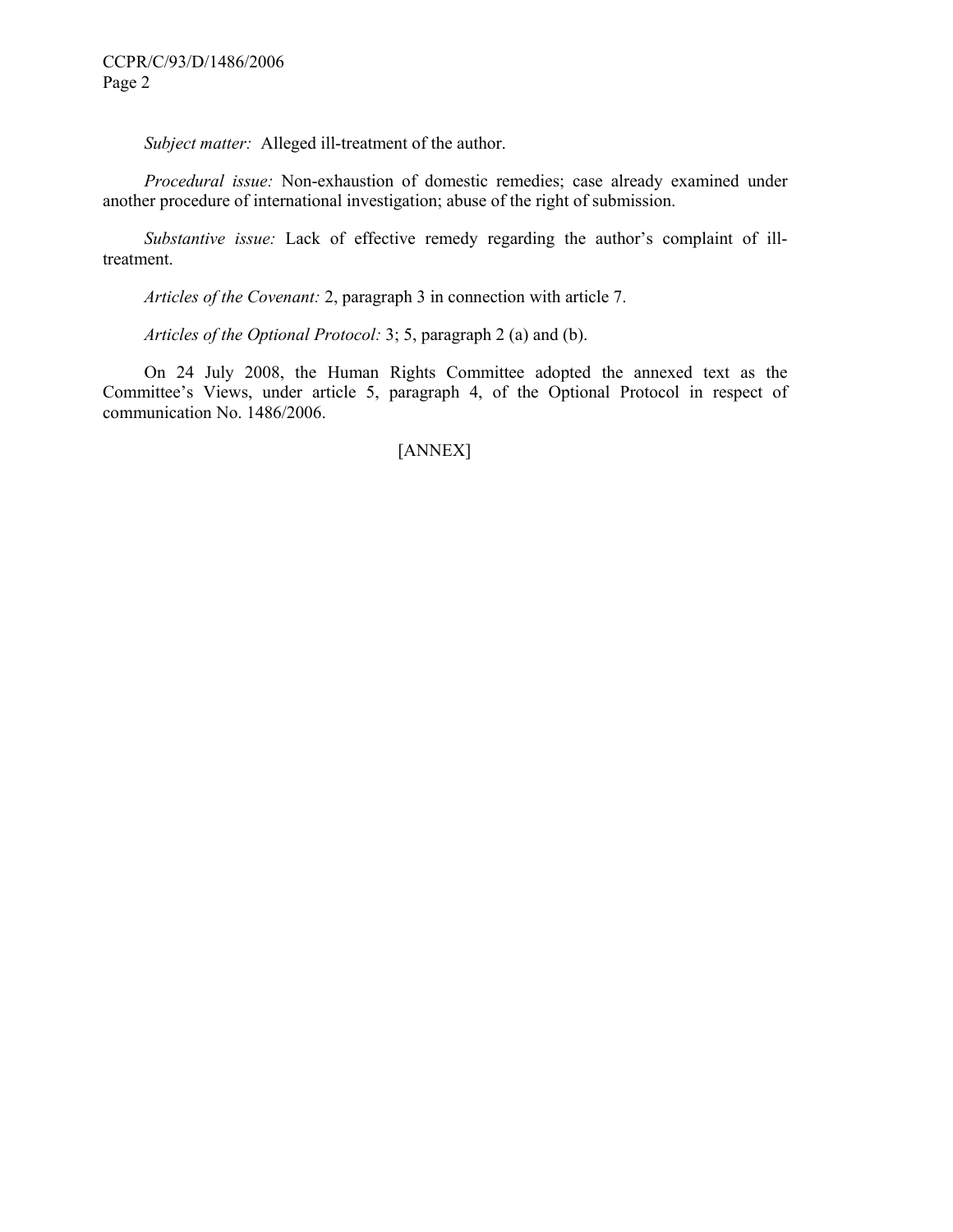*Subject matter:* Alleged ill-treatment of the author.

*Procedural issue:* Non-exhaustion of domestic remedies; case already examined under another procedure of international investigation; abuse of the right of submission.

*Substantive issue:* Lack of effective remedy regarding the author's complaint of ill-treatment.

*Articles of the Covenant:* 2, paragraph 3 in connection with article 7.

*Articles of the Optional Protocol:* 3; 5, paragraph 2 (a) and (b).

On 24 July 2008, the Human Rights Committee adopted the annexed text as the Committee's Views, under article 5, paragraph 4, of the Optional Protocol in respect of communication No. 1486/2006.

[ANNEX]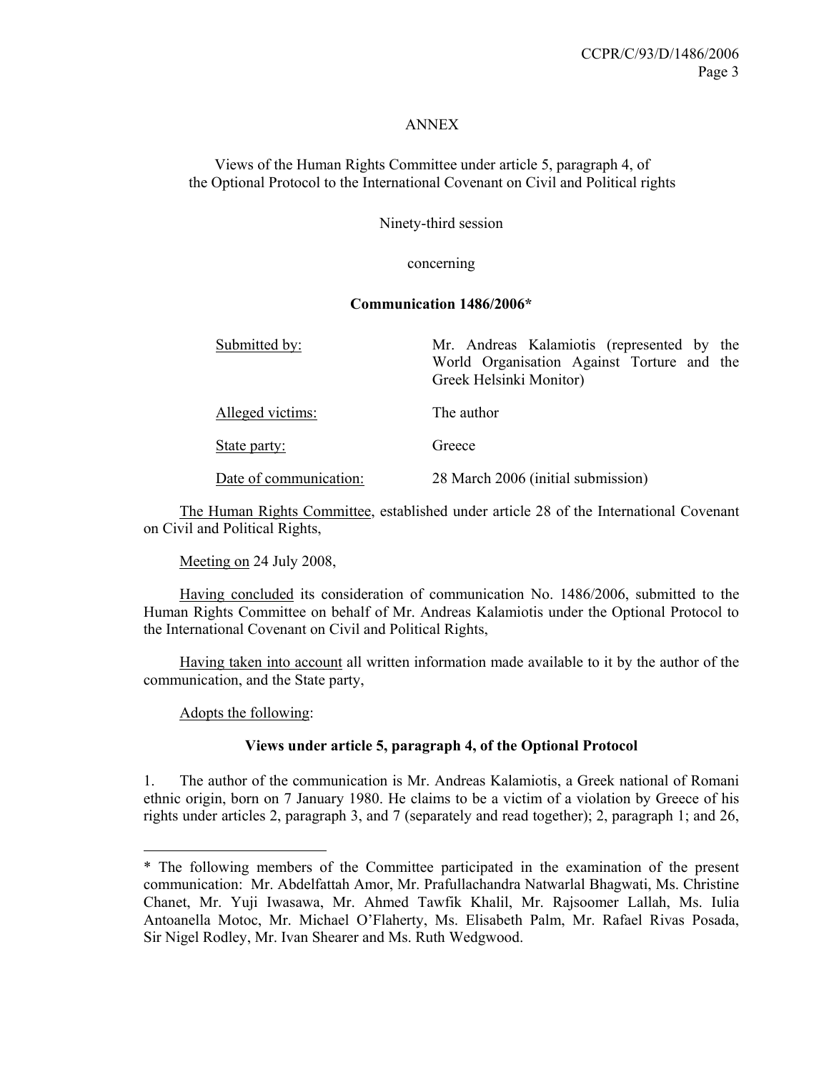ANNEX

Views of the Human Rights Committee under article 5, paragraph 4, of the Optional Protocol to the International Covenant on Civil and Political rights

Ninety-third session

concerning

**Communication 1486/2006***

| | |
|---|---|
| Submitted by: | Mr. Andreas Kalamiotis (represented by the World Organisation Against Torture and the Greek Helsinki Monitor) |
| Alleged victims: | The author |
| State party: | Greece |
| Date of communication: | 28 March 2006 (initial submission) |

The Human Rights Committee, established under article 28 of the International Covenant on Civil and Political Rights,

Meeting on 24 July 2008,

Having concluded its consideration of communication No. 1486/2006, submitted to the Human Rights Committee on behalf of Mr. Andreas Kalamiotis under the Optional Protocol to the International Covenant on Civil and Political Rights,

Having taken into account all written information made available to it by the author of the communication, and the State party,

Adopts the following:

**Views under article 5, paragraph 4, of the Optional Protocol**

1. The author of the communication is Mr. Andreas Kalamiotis, a Greek national of Romani ethnic origin, born on 7 January 1980. He claims to be a victim of a violation by Greece of his rights under articles 2, paragraph 3, and 7 (separately and read together); 2, paragraph 1; and 26,

---

* The following members of the Committee participated in the examination of the present communication: Mr. Abdelfattah Amor, Mr. Prafullachandra Natwarlal Bhagwati, Ms. Christine Chanet, Mr. Yuji Iwasawa, Mr. Ahmed Tawfik Khalil, Mr. Rajsoomer Lallah, Ms. Iulia Antoanella Motoc, Mr. Michael O'Flaherty, Ms. Elisabeth Palm, Mr. Rafael Rivas Posada, Sir Nigel Rodley, Mr. Ivan Shearer and Ms. Ruth Wedgwood.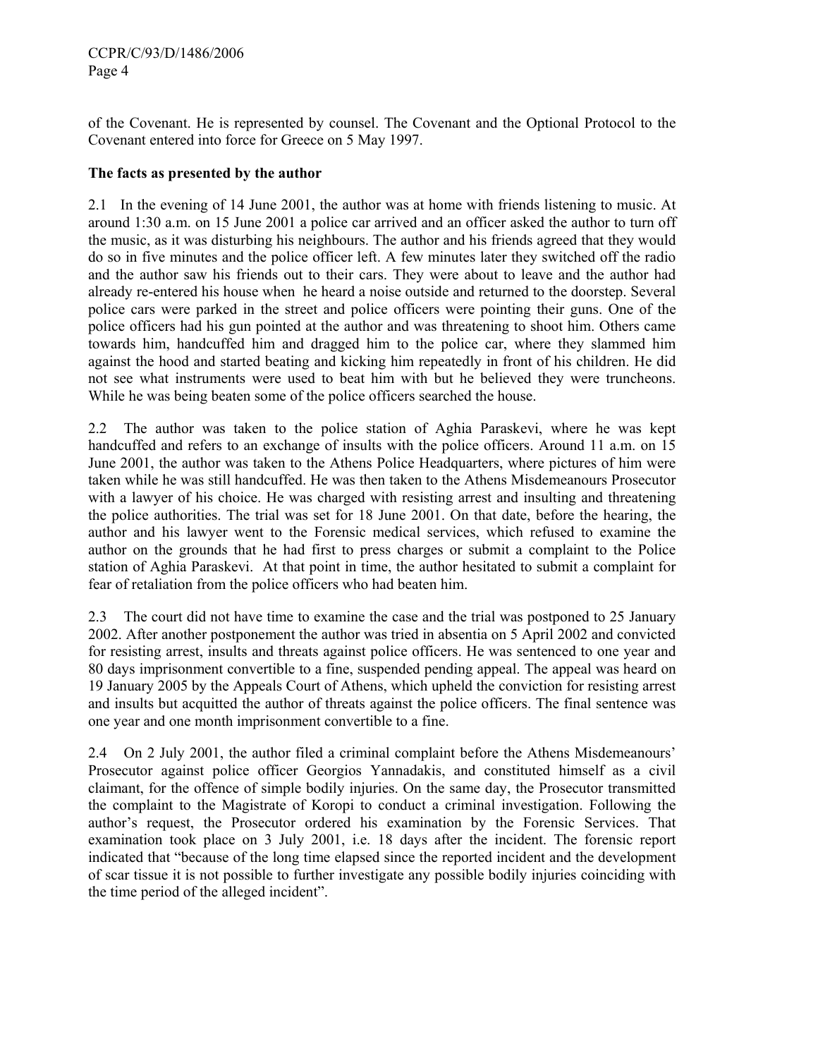of the Covenant. He is represented by counsel. The Covenant and the Optional Protocol to the Covenant entered into force for Greece on 5 May 1997.

**The facts as presented by the author**

2.1 In the evening of 14 June 2001, the author was at home with friends listening to music. At around 1:30 a.m. on 15 June 2001 a police car arrived and an officer asked the author to turn off the music, as it was disturbing his neighbours. The author and his friends agreed that they would do so in five minutes and the police officer left. A few minutes later they switched off the radio and the author saw his friends out to their cars. They were about to leave and the author had already re-entered his house when he heard a noise outside and returned to the doorstep. Several police cars were parked in the street and police officers were pointing their guns. One of the police officers had his gun pointed at the author and was threatening to shoot him. Others came towards him, handcuffed him and dragged him to the police car, where they slammed him against the hood and started beating and kicking him repeatedly in front of his children. He did not see what instruments were used to beat him with but he believed they were truncheons. While he was being beaten some of the police officers searched the house.

2.2 The author was taken to the police station of Aghia Paraskevi, where he was kept handcuffed and refers to an exchange of insults with the police officers. Around 11 a.m. on 15 June 2001, the author was taken to the Athens Police Headquarters, where pictures of him were taken while he was still handcuffed. He was then taken to the Athens Misdemeanours Prosecutor with a lawyer of his choice. He was charged with resisting arrest and insulting and threatening the police authorities. The trial was set for 18 June 2001. On that date, before the hearing, the author and his lawyer went to the Forensic medical services, which refused to examine the author on the grounds that he had first to press charges or submit a complaint to the Police station of Aghia Paraskevi. At that point in time, the author hesitated to submit a complaint for fear of retaliation from the police officers who had beaten him.

2.3 The court did not have time to examine the case and the trial was postponed to 25 January 2002. After another postponement the author was tried in absentia on 5 April 2002 and convicted for resisting arrest, insults and threats against police officers. He was sentenced to one year and 80 days imprisonment convertible to a fine, suspended pending appeal. The appeal was heard on 19 January 2005 by the Appeals Court of Athens, which upheld the conviction for resisting arrest and insults but acquitted the author of threats against the police officers. The final sentence was one year and one month imprisonment convertible to a fine.

2.4 On 2 July 2001, the author filed a criminal complaint before the Athens Misdemeanours' Prosecutor against police officer Georgios Yannadakis, and constituted himself as a civil claimant, for the offence of simple bodily injuries. On the same day, the Prosecutor transmitted the complaint to the Magistrate of Koropi to conduct a criminal investigation. Following the author's request, the Prosecutor ordered his examination by the Forensic Services. That examination took place on 3 July 2001, i.e. 18 days after the incident. The forensic report indicated that "because of the long time elapsed since the reported incident and the development of scar tissue it is not possible to further investigate any possible bodily injuries coinciding with the time period of the alleged incident".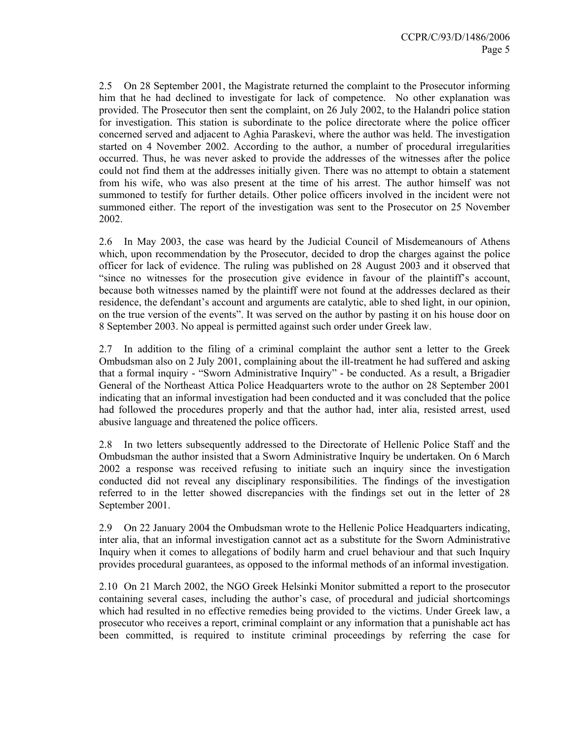2.5 On 28 September 2001, the Magistrate returned the complaint to the Prosecutor informing him that he had declined to investigate for lack of competence. No other explanation was provided. The Prosecutor then sent the complaint, on 26 July 2002, to the Halandri police station for investigation. This station is subordinate to the police directorate where the police officer concerned served and adjacent to Aghia Paraskevi, where the author was held. The investigation started on 4 November 2002. According to the author, a number of procedural irregularities occurred. Thus, he was never asked to provide the addresses of the witnesses after the police could not find them at the addresses initially given. There was no attempt to obtain a statement from his wife, who was also present at the time of his arrest. The author himself was not summoned to testify for further details. Other police officers involved in the incident were not summoned either. The report of the investigation was sent to the Prosecutor on 25 November 2002.

2.6 In May 2003, the case was heard by the Judicial Council of Misdemeanours of Athens which, upon recommendation by the Prosecutor, decided to drop the charges against the police officer for lack of evidence. The ruling was published on 28 August 2003 and it observed that "since no witnesses for the prosecution give evidence in favour of the plaintiff's account, because both witnesses named by the plaintiff were not found at the addresses declared as their residence, the defendant's account and arguments are catalytic, able to shed light, in our opinion, on the true version of the events". It was served on the author by pasting it on his house door on 8 September 2003. No appeal is permitted against such order under Greek law.

2.7 In addition to the filing of a criminal complaint the author sent a letter to the Greek Ombudsman also on 2 July 2001, complaining about the ill-treatment he had suffered and asking that a formal inquiry - "Sworn Administrative Inquiry" - be conducted. As a result, a Brigadier General of the Northeast Attica Police Headquarters wrote to the author on 28 September 2001 indicating that an informal investigation had been conducted and it was concluded that the police had followed the procedures properly and that the author had, inter alia, resisted arrest, used abusive language and threatened the police officers.

2.8 In two letters subsequently addressed to the Directorate of Hellenic Police Staff and the Ombudsman the author insisted that a Sworn Administrative Inquiry be undertaken. On 6 March 2002 a response was received refusing to initiate such an inquiry since the investigation conducted did not reveal any disciplinary responsibilities. The findings of the investigation referred to in the letter showed discrepancies with the findings set out in the letter of 28 September 2001.

2.9 On 22 January 2004 the Ombudsman wrote to the Hellenic Police Headquarters indicating, inter alia, that an informal investigation cannot act as a substitute for the Sworn Administrative Inquiry when it comes to allegations of bodily harm and cruel behaviour and that such Inquiry provides procedural guarantees, as opposed to the informal methods of an informal investigation.

2.10 On 21 March 2002, the NGO Greek Helsinki Monitor submitted a report to the prosecutor containing several cases, including the author's case, of procedural and judicial shortcomings which had resulted in no effective remedies being provided to the victims. Under Greek law, a prosecutor who receives a report, criminal complaint or any information that a punishable act has been committed, is required to institute criminal proceedings by referring the case for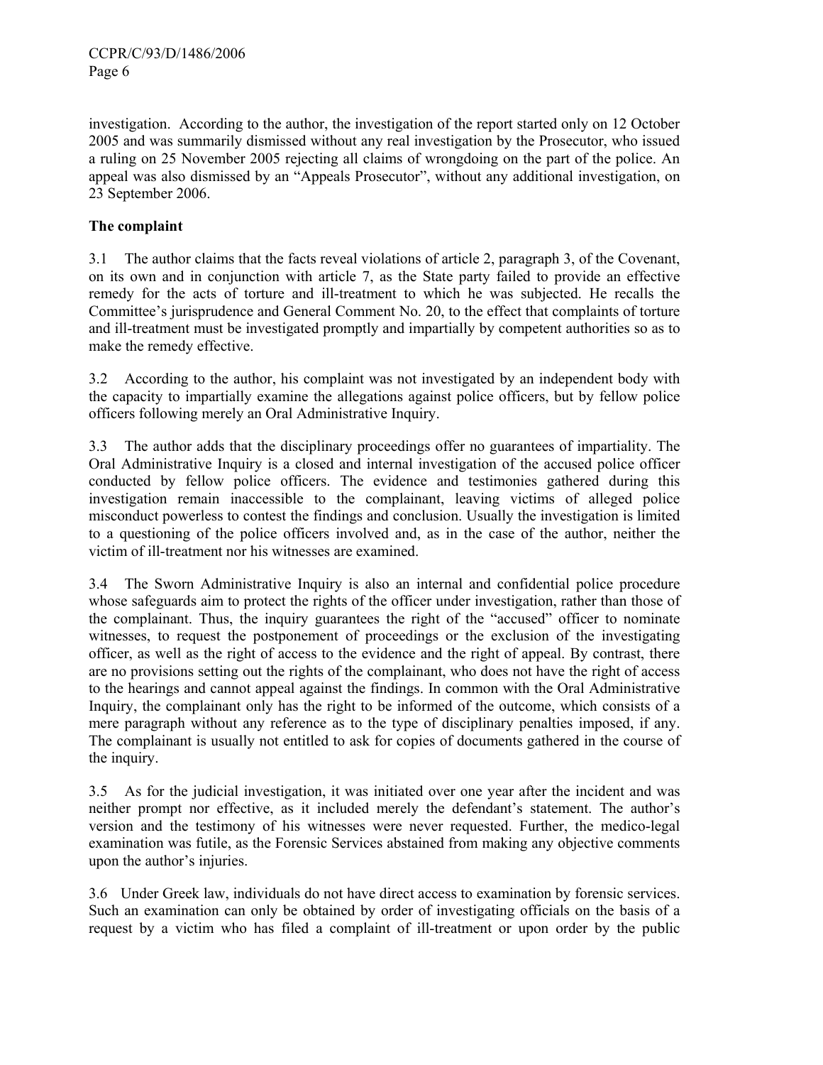investigation. According to the author, the investigation of the report started only on 12 October 2005 and was summarily dismissed without any real investigation by the Prosecutor, who issued a ruling on 25 November 2005 rejecting all claims of wrongdoing on the part of the police. An appeal was also dismissed by an "Appeals Prosecutor", without any additional investigation, on 23 September 2006.

**The complaint**

3.1 The author claims that the facts reveal violations of article 2, paragraph 3, of the Covenant, on its own and in conjunction with article 7, as the State party failed to provide an effective remedy for the acts of torture and ill-treatment to which he was subjected. He recalls the Committee's jurisprudence and General Comment No. 20, to the effect that complaints of torture and ill-treatment must be investigated promptly and impartially by competent authorities so as to make the remedy effective.

3.2 According to the author, his complaint was not investigated by an independent body with the capacity to impartially examine the allegations against police officers, but by fellow police officers following merely an Oral Administrative Inquiry.

3.3 The author adds that the disciplinary proceedings offer no guarantees of impartiality. The Oral Administrative Inquiry is a closed and internal investigation of the accused police officer conducted by fellow police officers. The evidence and testimonies gathered during this investigation remain inaccessible to the complainant, leaving victims of alleged police misconduct powerless to contest the findings and conclusion. Usually the investigation is limited to a questioning of the police officers involved and, as in the case of the author, neither the victim of ill-treatment nor his witnesses are examined.

3.4 The Sworn Administrative Inquiry is also an internal and confidential police procedure whose safeguards aim to protect the rights of the officer under investigation, rather than those of the complainant. Thus, the inquiry guarantees the right of the "accused" officer to nominate witnesses, to request the postponement of proceedings or the exclusion of the investigating officer, as well as the right of access to the evidence and the right of appeal. By contrast, there are no provisions setting out the rights of the complainant, who does not have the right of access to the hearings and cannot appeal against the findings. In common with the Oral Administrative Inquiry, the complainant only has the right to be informed of the outcome, which consists of a mere paragraph without any reference as to the type of disciplinary penalties imposed, if any. The complainant is usually not entitled to ask for copies of documents gathered in the course of the inquiry.

3.5 As for the judicial investigation, it was initiated over one year after the incident and was neither prompt nor effective, as it included merely the defendant's statement. The author's version and the testimony of his witnesses were never requested. Further, the medico-legal examination was futile, as the Forensic Services abstained from making any objective comments upon the author's injuries.

3.6 Under Greek law, individuals do not have direct access to examination by forensic services. Such an examination can only be obtained by order of investigating officials on the basis of a request by a victim who has filed a complaint of ill-treatment or upon order by the public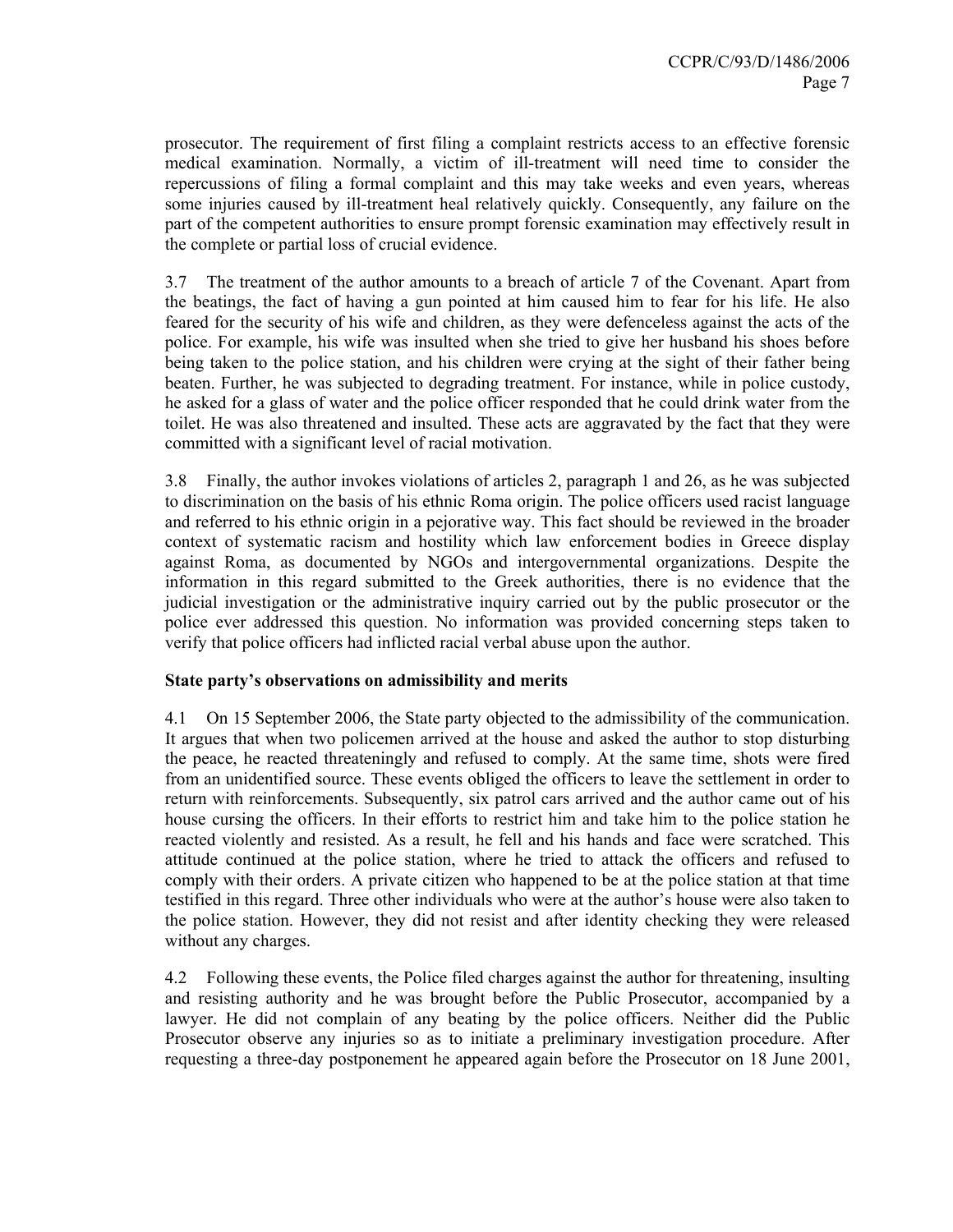prosecutor. The requirement of first filing a complaint restricts access to an effective forensic medical examination. Normally, a victim of ill-treatment will need time to consider the repercussions of filing a formal complaint and this may take weeks and even years, whereas some injuries caused by ill-treatment heal relatively quickly. Consequently, any failure on the part of the competent authorities to ensure prompt forensic examination may effectively result in the complete or partial loss of crucial evidence.

3.7 The treatment of the author amounts to a breach of article 7 of the Covenant. Apart from the beatings, the fact of having a gun pointed at him caused him to fear for his life. He also feared for the security of his wife and children, as they were defenceless against the acts of the police. For example, his wife was insulted when she tried to give her husband his shoes before being taken to the police station, and his children were crying at the sight of their father being beaten. Further, he was subjected to degrading treatment. For instance, while in police custody, he asked for a glass of water and the police officer responded that he could drink water from the toilet. He was also threatened and insulted. These acts are aggravated by the fact that they were committed with a significant level of racial motivation.

3.8 Finally, the author invokes violations of articles 2, paragraph 1 and 26, as he was subjected to discrimination on the basis of his ethnic Roma origin. The police officers used racist language and referred to his ethnic origin in a pejorative way. This fact should be reviewed in the broader context of systematic racism and hostility which law enforcement bodies in Greece display against Roma, as documented by NGOs and intergovernmental organizations. Despite the information in this regard submitted to the Greek authorities, there is no evidence that the judicial investigation or the administrative inquiry carried out by the public prosecutor or the police ever addressed this question. No information was provided concerning steps taken to verify that police officers had inflicted racial verbal abuse upon the author.

**State party's observations on admissibility and merits**

4.1 On 15 September 2006, the State party objected to the admissibility of the communication. It argues that when two policemen arrived at the house and asked the author to stop disturbing the peace, he reacted threateningly and refused to comply. At the same time, shots were fired from an unidentified source. These events obliged the officers to leave the settlement in order to return with reinforcements. Subsequently, six patrol cars arrived and the author came out of his house cursing the officers. In their efforts to restrict him and take him to the police station he reacted violently and resisted. As a result, he fell and his hands and face were scratched. This attitude continued at the police station, where he tried to attack the officers and refused to comply with their orders. A private citizen who happened to be at the police station at that time testified in this regard. Three other individuals who were at the author's house were also taken to the police station. However, they did not resist and after identity checking they were released without any charges.

4.2 Following these events, the Police filed charges against the author for threatening, insulting and resisting authority and he was brought before the Public Prosecutor, accompanied by a lawyer. He did not complain of any beating by the police officers. Neither did the Public Prosecutor observe any injuries so as to initiate a preliminary investigation procedure. After requesting a three-day postponement he appeared again before the Prosecutor on 18 June 2001,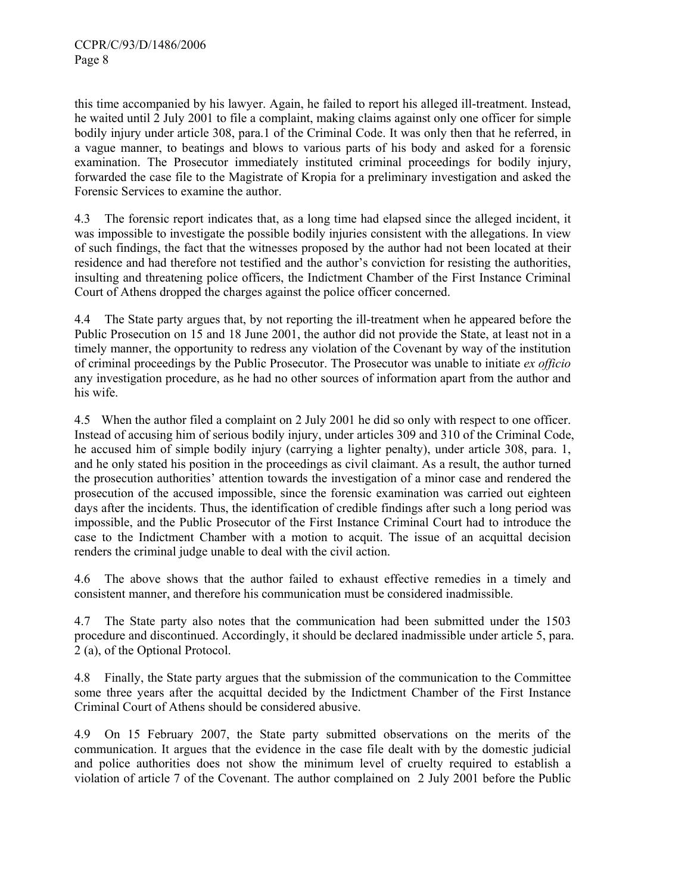this time accompanied by his lawyer. Again, he failed to report his alleged ill-treatment. Instead, he waited until 2 July 2001 to file a complaint, making claims against only one officer for simple bodily injury under article 308, para.1 of the Criminal Code. It was only then that he referred, in a vague manner, to beatings and blows to various parts of his body and asked for a forensic examination. The Prosecutor immediately instituted criminal proceedings for bodily injury, forwarded the case file to the Magistrate of Kropia for a preliminary investigation and asked the Forensic Services to examine the author.

4.3 The forensic report indicates that, as a long time had elapsed since the alleged incident, it was impossible to investigate the possible bodily injuries consistent with the allegations. In view of such findings, the fact that the witnesses proposed by the author had not been located at their residence and had therefore not testified and the author's conviction for resisting the authorities, insulting and threatening police officers, the Indictment Chamber of the First Instance Criminal Court of Athens dropped the charges against the police officer concerned.

4.4 The State party argues that, by not reporting the ill-treatment when he appeared before the Public Prosecution on 15 and 18 June 2001, the author did not provide the State, at least not in a timely manner, the opportunity to redress any violation of the Covenant by way of the institution of criminal proceedings by the Public Prosecutor. The Prosecutor was unable to initiate *ex officio* any investigation procedure, as he had no other sources of information apart from the author and his wife.

4.5 When the author filed a complaint on 2 July 2001 he did so only with respect to one officer. Instead of accusing him of serious bodily injury, under articles 309 and 310 of the Criminal Code, he accused him of simple bodily injury (carrying a lighter penalty), under article 308, para. 1, and he only stated his position in the proceedings as civil claimant. As a result, the author turned the prosecution authorities' attention towards the investigation of a minor case and rendered the prosecution of the accused impossible, since the forensic examination was carried out eighteen days after the incidents. Thus, the identification of credible findings after such a long period was impossible, and the Public Prosecutor of the First Instance Criminal Court had to introduce the case to the Indictment Chamber with a motion to acquit. The issue of an acquittal decision renders the criminal judge unable to deal with the civil action.

4.6 The above shows that the author failed to exhaust effective remedies in a timely and consistent manner, and therefore his communication must be considered inadmissible.

4.7 The State party also notes that the communication had been submitted under the 1503 procedure and discontinued. Accordingly, it should be declared inadmissible under article 5, para. 2 (a), of the Optional Protocol.

4.8 Finally, the State party argues that the submission of the communication to the Committee some three years after the acquittal decided by the Indictment Chamber of the First Instance Criminal Court of Athens should be considered abusive.

4.9 On 15 February 2007, the State party submitted observations on the merits of the communication. It argues that the evidence in the case file dealt with by the domestic judicial and police authorities does not show the minimum level of cruelty required to establish a violation of article 7 of the Covenant. The author complained on 2 July 2001 before the Public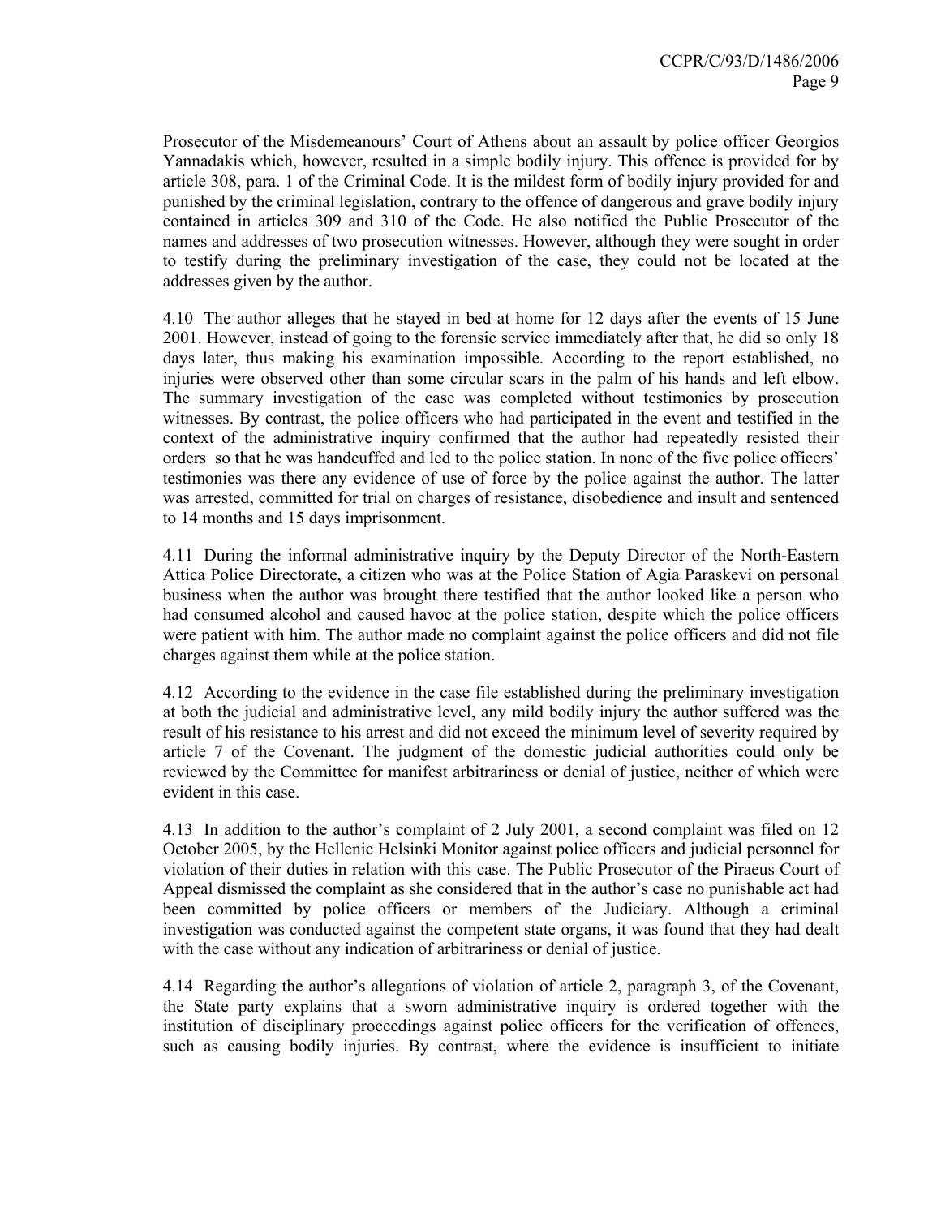Prosecutor of the Misdemeanours' Court of Athens about an assault by police officer Georgios Yannadakis which, however, resulted in a simple bodily injury. This offence is provided for by article 308, para. 1 of the Criminal Code. It is the mildest form of bodily injury provided for and punished by the criminal legislation, contrary to the offence of dangerous and grave bodily injury contained in articles 309 and 310 of the Code. He also notified the Public Prosecutor of the names and addresses of two prosecution witnesses. However, although they were sought in order to testify during the preliminary investigation of the case, they could not be located at the addresses given by the author.

4.10 The author alleges that he stayed in bed at home for 12 days after the events of 15 June 2001. However, instead of going to the forensic service immediately after that, he did so only 18 days later, thus making his examination impossible. According to the report established, no injuries were observed other than some circular scars in the palm of his hands and left elbow. The summary investigation of the case was completed without testimonies by prosecution witnesses. By contrast, the police officers who had participated in the event and testified in the context of the administrative inquiry confirmed that the author had repeatedly resisted their orders so that he was handcuffed and led to the police station. In none of the five police officers' testimonies was there any evidence of use of force by the police against the author. The latter was arrested, committed for trial on charges of resistance, disobedience and insult and sentenced to 14 months and 15 days imprisonment.

4.11 During the informal administrative inquiry by the Deputy Director of the North-Eastern Attica Police Directorate, a citizen who was at the Police Station of Agia Paraskevi on personal business when the author was brought there testified that the author looked like a person who had consumed alcohol and caused havoc at the police station, despite which the police officers were patient with him. The author made no complaint against the police officers and did not file charges against them while at the police station.

4.12 According to the evidence in the case file established during the preliminary investigation at both the judicial and administrative level, any mild bodily injury the author suffered was the result of his resistance to his arrest and did not exceed the minimum level of severity required by article 7 of the Covenant. The judgment of the domestic judicial authorities could only be reviewed by the Committee for manifest arbitrariness or denial of justice, neither of which were evident in this case.

4.13 In addition to the author's complaint of 2 July 2001, a second complaint was filed on 12 October 2005, by the Hellenic Helsinki Monitor against police officers and judicial personnel for violation of their duties in relation with this case. The Public Prosecutor of the Piraeus Court of Appeal dismissed the complaint as she considered that in the author's case no punishable act had been committed by police officers or members of the Judiciary. Although a criminal investigation was conducted against the competent state organs, it was found that they had dealt with the case without any indication of arbitrariness or denial of justice.

4.14 Regarding the author's allegations of violation of article 2, paragraph 3, of the Covenant, the State party explains that a sworn administrative inquiry is ordered together with the institution of disciplinary proceedings against police officers for the verification of offences, such as causing bodily injuries. By contrast, where the evidence is insufficient to initiate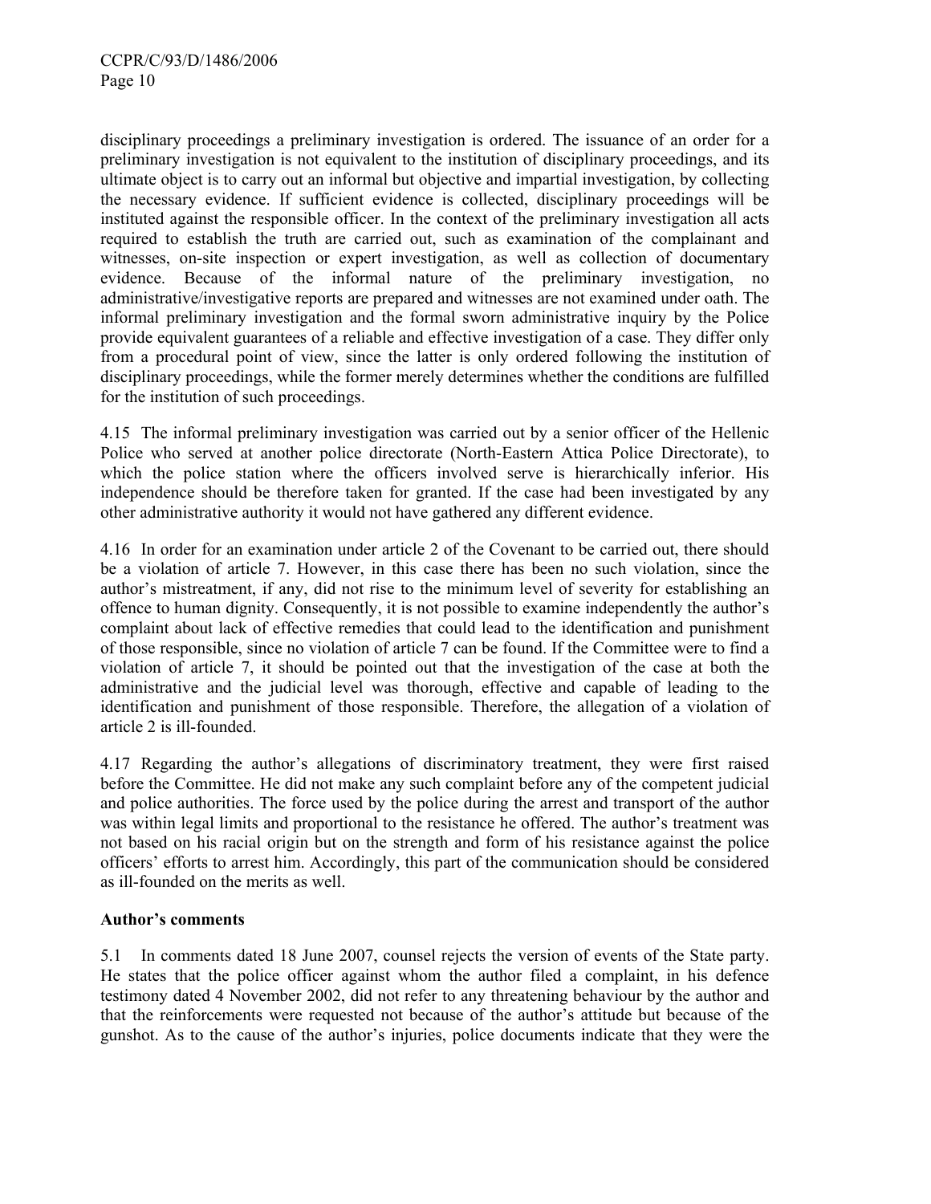disciplinary proceedings a preliminary investigation is ordered. The issuance of an order for a preliminary investigation is not equivalent to the institution of disciplinary proceedings, and its ultimate object is to carry out an informal but objective and impartial investigation, by collecting the necessary evidence. If sufficient evidence is collected, disciplinary proceedings will be instituted against the responsible officer. In the context of the preliminary investigation all acts required to establish the truth are carried out, such as examination of the complainant and witnesses, on-site inspection or expert investigation, as well as collection of documentary evidence. Because of the informal nature of the preliminary investigation, no administrative/investigative reports are prepared and witnesses are not examined under oath. The informal preliminary investigation and the formal sworn administrative inquiry by the Police provide equivalent guarantees of a reliable and effective investigation of a case. They differ only from a procedural point of view, since the latter is only ordered following the institution of disciplinary proceedings, while the former merely determines whether the conditions are fulfilled for the institution of such proceedings.

4.15 The informal preliminary investigation was carried out by a senior officer of the Hellenic Police who served at another police directorate (North-Eastern Attica Police Directorate), to which the police station where the officers involved serve is hierarchically inferior. His independence should be therefore taken for granted. If the case had been investigated by any other administrative authority it would not have gathered any different evidence.

4.16 In order for an examination under article 2 of the Covenant to be carried out, there should be a violation of article 7. However, in this case there has been no such violation, since the author's mistreatment, if any, did not rise to the minimum level of severity for establishing an offence to human dignity. Consequently, it is not possible to examine independently the author's complaint about lack of effective remedies that could lead to the identification and punishment of those responsible, since no violation of article 7 can be found. If the Committee were to find a violation of article 7, it should be pointed out that the investigation of the case at both the administrative and the judicial level was thorough, effective and capable of leading to the identification and punishment of those responsible. Therefore, the allegation of a violation of article 2 is ill-founded.

4.17 Regarding the author's allegations of discriminatory treatment, they were first raised before the Committee. He did not make any such complaint before any of the competent judicial and police authorities. The force used by the police during the arrest and transport of the author was within legal limits and proportional to the resistance he offered. The author's treatment was not based on his racial origin but on the strength and form of his resistance against the police officers' efforts to arrest him. Accordingly, this part of the communication should be considered as ill-founded on the merits as well.

**Author's comments**

5.1 In comments dated 18 June 2007, counsel rejects the version of events of the State party. He states that the police officer against whom the author filed a complaint, in his defence testimony dated 4 November 2002, did not refer to any threatening behaviour by the author and that the reinforcements were requested not because of the author's attitude but because of the gunshot. As to the cause of the author's injuries, police documents indicate that they were the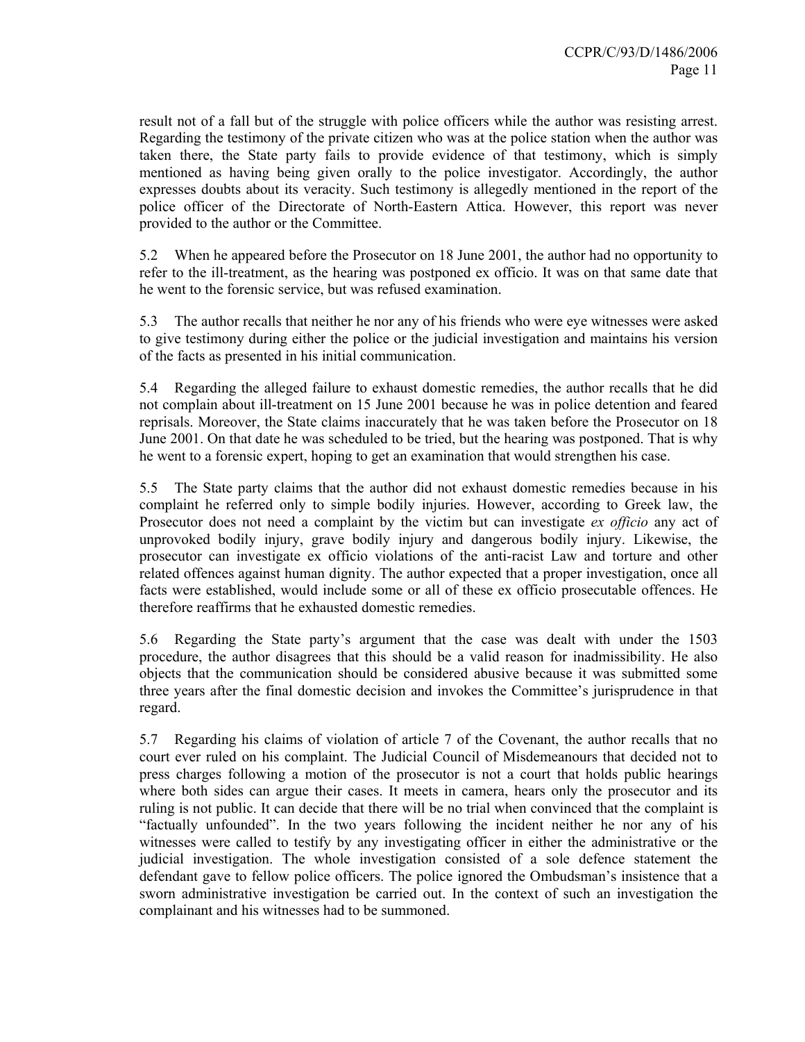result not of a fall but of the struggle with police officers while the author was resisting arrest. Regarding the testimony of the private citizen who was at the police station when the author was taken there, the State party fails to provide evidence of that testimony, which is simply mentioned as having being given orally to the police investigator. Accordingly, the author expresses doubts about its veracity. Such testimony is allegedly mentioned in the report of the police officer of the Directorate of North-Eastern Attica. However, this report was never provided to the author or the Committee.

5.2 When he appeared before the Prosecutor on 18 June 2001, the author had no opportunity to refer to the ill-treatment, as the hearing was postponed ex officio. It was on that same date that he went to the forensic service, but was refused examination.

5.3 The author recalls that neither he nor any of his friends who were eye witnesses were asked to give testimony during either the police or the judicial investigation and maintains his version of the facts as presented in his initial communication.

5.4 Regarding the alleged failure to exhaust domestic remedies, the author recalls that he did not complain about ill-treatment on 15 June 2001 because he was in police detention and feared reprisals. Moreover, the State claims inaccurately that he was taken before the Prosecutor on 18 June 2001. On that date he was scheduled to be tried, but the hearing was postponed. That is why he went to a forensic expert, hoping to get an examination that would strengthen his case.

5.5 The State party claims that the author did not exhaust domestic remedies because in his complaint he referred only to simple bodily injuries. However, according to Greek law, the Prosecutor does not need a complaint by the victim but can investigate *ex officio* any act of unprovoked bodily injury, grave bodily injury and dangerous bodily injury. Likewise, the prosecutor can investigate ex officio violations of the anti-racist Law and torture and other related offences against human dignity. The author expected that a proper investigation, once all facts were established, would include some or all of these ex officio prosecutable offences. He therefore reaffirms that he exhausted domestic remedies.

5.6 Regarding the State party's argument that the case was dealt with under the 1503 procedure, the author disagrees that this should be a valid reason for inadmissibility. He also objects that the communication should be considered abusive because it was submitted some three years after the final domestic decision and invokes the Committee's jurisprudence in that regard.

5.7 Regarding his claims of violation of article 7 of the Covenant, the author recalls that no court ever ruled on his complaint. The Judicial Council of Misdemeanours that decided not to press charges following a motion of the prosecutor is not a court that holds public hearings where both sides can argue their cases. It meets in camera, hears only the prosecutor and its ruling is not public. It can decide that there will be no trial when convinced that the complaint is "factually unfounded". In the two years following the incident neither he nor any of his witnesses were called to testify by any investigating officer in either the administrative or the judicial investigation. The whole investigation consisted of a sole defence statement the defendant gave to fellow police officers. The police ignored the Ombudsman's insistence that a sworn administrative investigation be carried out. In the context of such an investigation the complainant and his witnesses had to be summoned.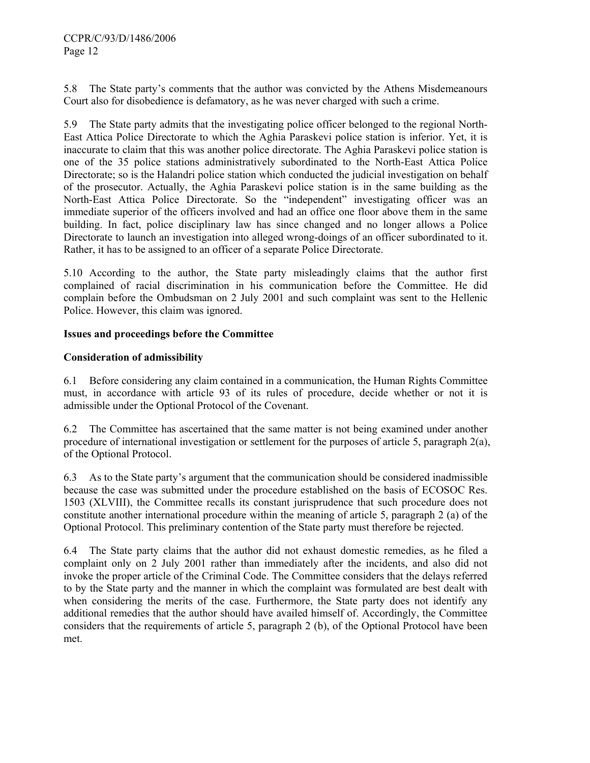5.8 The State party's comments that the author was convicted by the Athens Misdemeanours Court also for disobedience is defamatory, as he was never charged with such a crime.

5.9 The State party admits that the investigating police officer belonged to the regional North-East Attica Police Directorate to which the Aghia Paraskevi police station is inferior. Yet, it is inaccurate to claim that this was another police directorate. The Aghia Paraskevi police station is one of the 35 police stations administratively subordinated to the North-East Attica Police Directorate; so is the Halandri police station which conducted the judicial investigation on behalf of the prosecutor. Actually, the Aghia Paraskevi police station is in the same building as the North-East Attica Police Directorate. So the "independent" investigating officer was an immediate superior of the officers involved and had an office one floor above them in the same building. In fact, police disciplinary law has since changed and no longer allows a Police Directorate to launch an investigation into alleged wrong-doings of an officer subordinated to it. Rather, it has to be assigned to an officer of a separate Police Directorate.

5.10 According to the author, the State party misleadingly claims that the author first complained of racial discrimination in his communication before the Committee. He did complain before the Ombudsman on 2 July 2001 and such complaint was sent to the Hellenic Police. However, this claim was ignored.

## Issues and proceedings before the Committee

### Consideration of admissibility

6.1 Before considering any claim contained in a communication, the Human Rights Committee must, in accordance with article 93 of its rules of procedure, decide whether or not it is admissible under the Optional Protocol of the Covenant.

6.2 The Committee has ascertained that the same matter is not being examined under another procedure of international investigation or settlement for the purposes of article 5, paragraph 2(a), of the Optional Protocol.

6.3 As to the State party's argument that the communication should be considered inadmissible because the case was submitted under the procedure established on the basis of ECOSOC Res. 1503 (XLVIII), the Committee recalls its constant jurisprudence that such procedure does not constitute another international procedure within the meaning of article 5, paragraph 2 (a) of the Optional Protocol. This preliminary contention of the State party must therefore be rejected.

6.4 The State party claims that the author did not exhaust domestic remedies, as he filed a complaint only on 2 July 2001 rather than immediately after the incidents, and also did not invoke the proper article of the Criminal Code. The Committee considers that the delays referred to by the State party and the manner in which the complaint was formulated are best dealt with when considering the merits of the case. Furthermore, the State party does not identify any additional remedies that the author should have availed himself of. Accordingly, the Committee considers that the requirements of article 5, paragraph 2 (b), of the Optional Protocol have been met.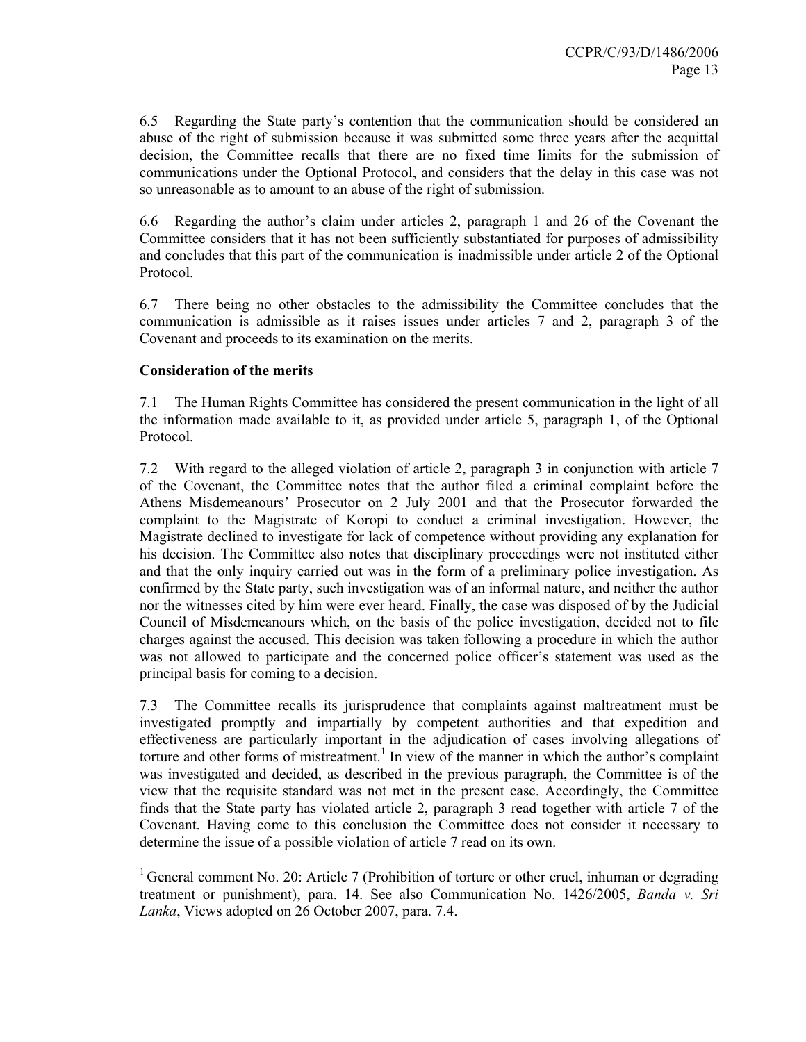6.5 Regarding the State party's contention that the communication should be considered an abuse of the right of submission because it was submitted some three years after the acquittal decision, the Committee recalls that there are no fixed time limits for the submission of communications under the Optional Protocol, and considers that the delay in this case was not so unreasonable as to amount to an abuse of the right of submission.

6.6 Regarding the author's claim under articles 2, paragraph 1 and 26 of the Covenant the Committee considers that it has not been sufficiently substantiated for purposes of admissibility and concludes that this part of the communication is inadmissible under article 2 of the Optional Protocol.

6.7 There being no other obstacles to the admissibility the Committee concludes that the communication is admissible as it raises issues under articles 7 and 2, paragraph 3 of the Covenant and proceeds to its examination on the merits.

**Consideration of the merits**

7.1 The Human Rights Committee has considered the present communication in the light of all the information made available to it, as provided under article 5, paragraph 1, of the Optional Protocol.

7.2 With regard to the alleged violation of article 2, paragraph 3 in conjunction with article 7 of the Covenant, the Committee notes that the author filed a criminal complaint before the Athens Misdemeanours' Prosecutor on 2 July 2001 and that the Prosecutor forwarded the complaint to the Magistrate of Koropi to conduct a criminal investigation. However, the Magistrate declined to investigate for lack of competence without providing any explanation for his decision. The Committee also notes that disciplinary proceedings were not instituted either and that the only inquiry carried out was in the form of a preliminary police investigation. As confirmed by the State party, such investigation was of an informal nature, and neither the author nor the witnesses cited by him were ever heard. Finally, the case was disposed of by the Judicial Council of Misdemeanours which, on the basis of the police investigation, decided not to file charges against the accused. This decision was taken following a procedure in which the author was not allowed to participate and the concerned police officer's statement was used as the principal basis for coming to a decision.

7.3 The Committee recalls its jurisprudence that complaints against maltreatment must be investigated promptly and impartially by competent authorities and that expedition and effectiveness are particularly important in the adjudication of cases involving allegations of torture and other forms of mistreatment.[1] In view of the manner in which the author's complaint was investigated and decided, as described in the previous paragraph, the Committee is of the view that the requisite standard was not met in the present case. Accordingly, the Committee finds that the State party has violated article 2, paragraph 3 read together with article 7 of the Covenant. Having come to this conclusion the Committee does not consider it necessary to determine the issue of a possible violation of article 7 read on its own.

---

[1] General comment No. 20: Article 7 (Prohibition of torture or other cruel, inhuman or degrading treatment or punishment), para. 14. See also Communication No. 1426/2005, *Banda v. Sri Lanka*, Views adopted on 26 October 2007, para. 7.4.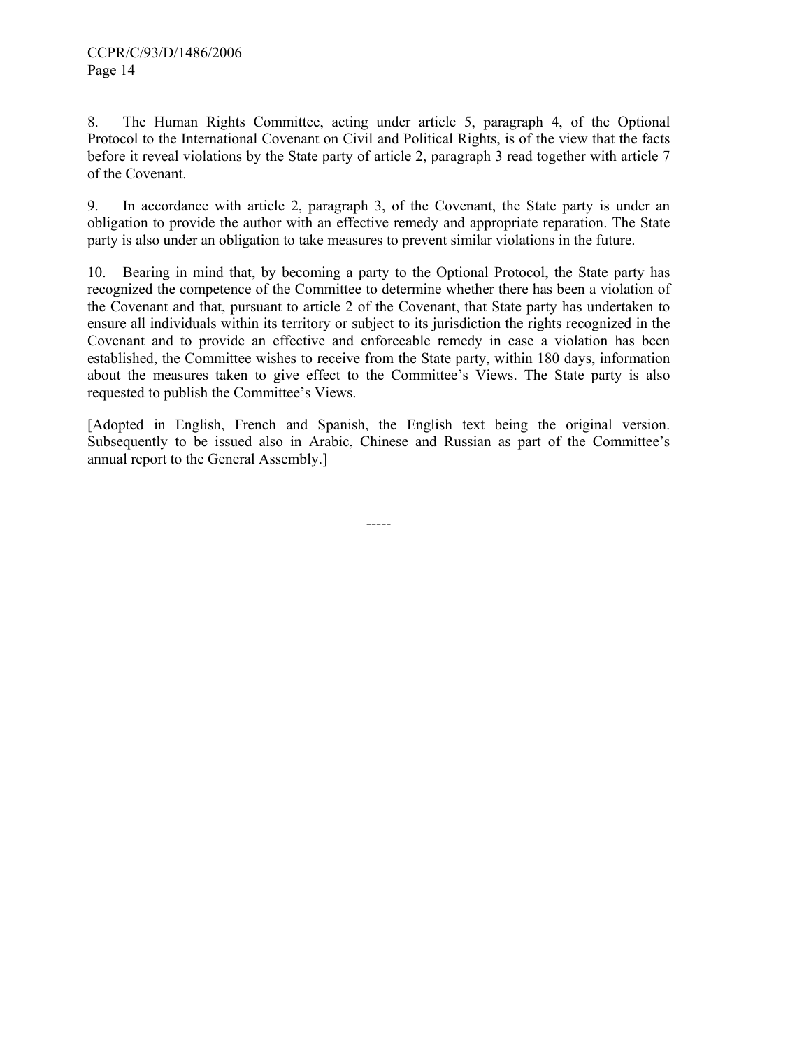8. The Human Rights Committee, acting under article 5, paragraph 4, of the Optional Protocol to the International Covenant on Civil and Political Rights, is of the view that the facts before it reveal violations by the State party of article 2, paragraph 3 read together with article 7 of the Covenant.

9. In accordance with article 2, paragraph 3, of the Covenant, the State party is under an obligation to provide the author with an effective remedy and appropriate reparation. The State party is also under an obligation to take measures to prevent similar violations in the future.

10. Bearing in mind that, by becoming a party to the Optional Protocol, the State party has recognized the competence of the Committee to determine whether there has been a violation of the Covenant and that, pursuant to article 2 of the Covenant, that State party has undertaken to ensure all individuals within its territory or subject to its jurisdiction the rights recognized in the Covenant and to provide an effective and enforceable remedy in case a violation has been established, the Committee wishes to receive from the State party, within 180 days, information about the measures taken to give effect to the Committee's Views. The State party is also requested to publish the Committee's Views.

[Adopted in English, French and Spanish, the English text being the original version. Subsequently to be issued also in Arabic, Chinese and Russian as part of the Committee's annual report to the General Assembly.]

-----